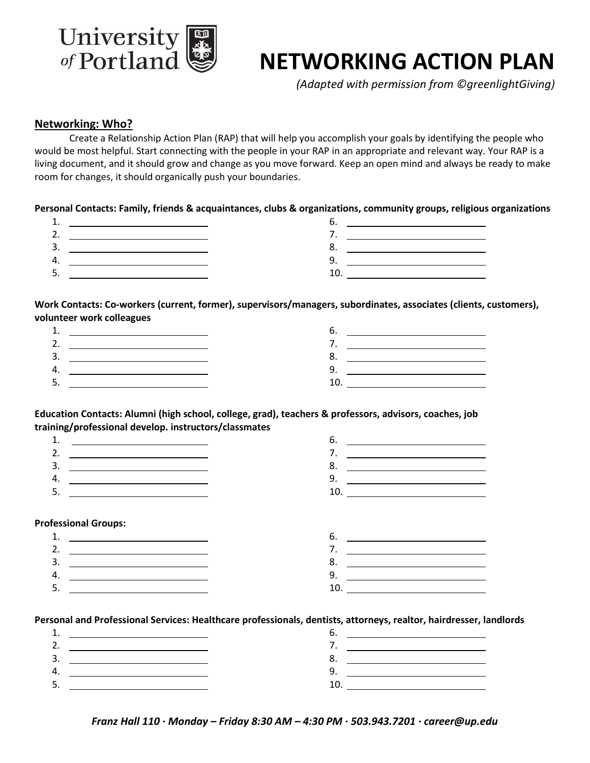# NETWORKING ACTION PLAN

*(Adapted with permission from ©greenlightGiving)*

## Networking: Who?

Create a Relationship Action Plan (RAP) that will help you accomplish your goals by identifying the people who would be most helpful. Start connecting with the people in your RAP in an appropriate and relevant way. Your RAP is a living document, and it should grow and change as you move forward. Keep an open mind and always be ready to make room for changes, it should organically push your boundaries.

**Personal Contacts: Family, friends & acquaintances, clubs & organizations, community groups, religious organizations**

1. ________________________
2. ________________________
3. ________________________
4. ________________________
5. ________________________
6. ________________________
7. ________________________
8. ________________________
9. ________________________
10. ________________________

**Work Contacts: Co-workers (current, former), supervisors/managers, subordinates, associates (clients, customers), volunteer work colleagues**

1. ________________________
2. ________________________
3. ________________________
4. ________________________
5. ________________________
6. ________________________
7. ________________________
8. ________________________
9. ________________________
10. ________________________

**Education Contacts: Alumni (high school, college, grad), teachers & professors, advisors, coaches, job training/professional develop. instructors/classmates**

1. ________________________
2. ________________________
3. ________________________
4. ________________________
5. ________________________
6. ________________________
7. ________________________
8. ________________________
9. ________________________
10. ________________________

**Professional Groups:**

1. ________________________
2. ________________________
3. ________________________
4. ________________________
5. ________________________
6. ________________________
7. ________________________
8. ________________________
9. ________________________
10. ________________________

**Personal and Professional Services: Healthcare professionals, dentists, attorneys, realtor, hairdresser, landlords**

1. ________________________
2. ________________________
3. ________________________
4. ________________________
5. ________________________
6. ________________________
7. ________________________
8. ________________________
9. ________________________
10. ________________________

*Franz Hall 110 · Monday – Friday 8:30 AM – 4:30 PM · 503.943.7201 · career@up.edu*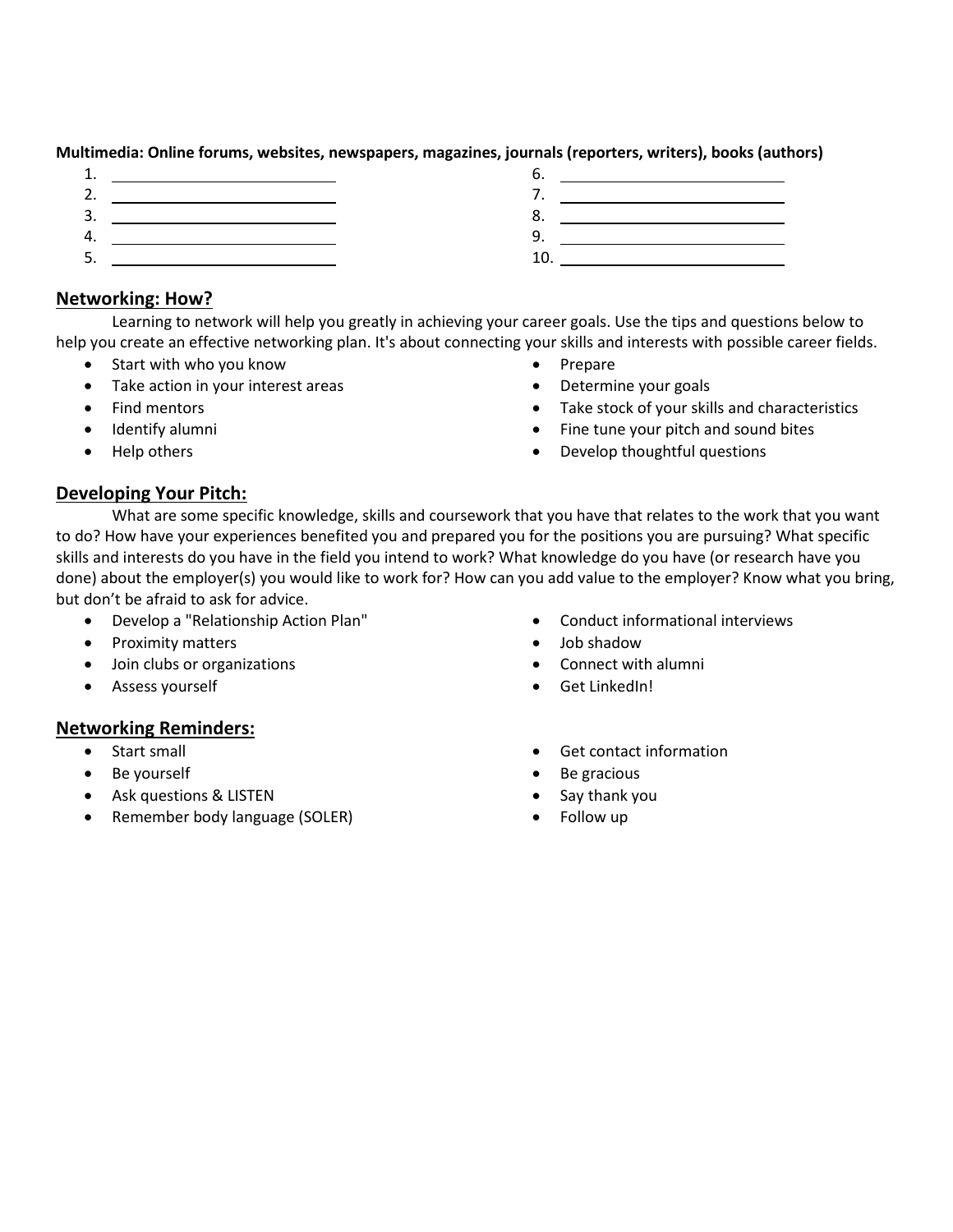**Multimedia: Online forums, websites, newspapers, magazines, journals (reporters, writers), books (authors)**

1. ______________________
2. ______________________
3. ______________________
4. ______________________
5. ______________________
6. ______________________
7. ______________________
8. ______________________
9. ______________________
10. ______________________

## Networking: How?

Learning to network will help you greatly in achieving your career goals. Use the tips and questions below to help you create an effective networking plan. It's about connecting your skills and interests with possible career fields.

- Start with who you know
- Take action in your interest areas
- Find mentors
- Identify alumni
- Help others
- Prepare
- Determine your goals
- Take stock of your skills and characteristics
- Fine tune your pitch and sound bites
- Develop thoughtful questions

## Developing Your Pitch:

What are some specific knowledge, skills and coursework that you have that relates to the work that you want to do? How have your experiences benefited you and prepared you for the positions you are pursuing? What specific skills and interests do you have in the field you intend to work? What knowledge do you have (or research have you done) about the employer(s) you would like to work for? How can you add value to the employer? Know what you bring, but don't be afraid to ask for advice.

- Develop a "Relationship Action Plan"
- Proximity matters
- Join clubs or organizations
- Assess yourself
- Conduct informational interviews
- Job shadow
- Connect with alumni
- Get LinkedIn!

## Networking Reminders:

- Start small
- Be yourself
- Ask questions & LISTEN
- Remember body language (SOLER)
- Get contact information
- Be gracious
- Say thank you
- Follow up